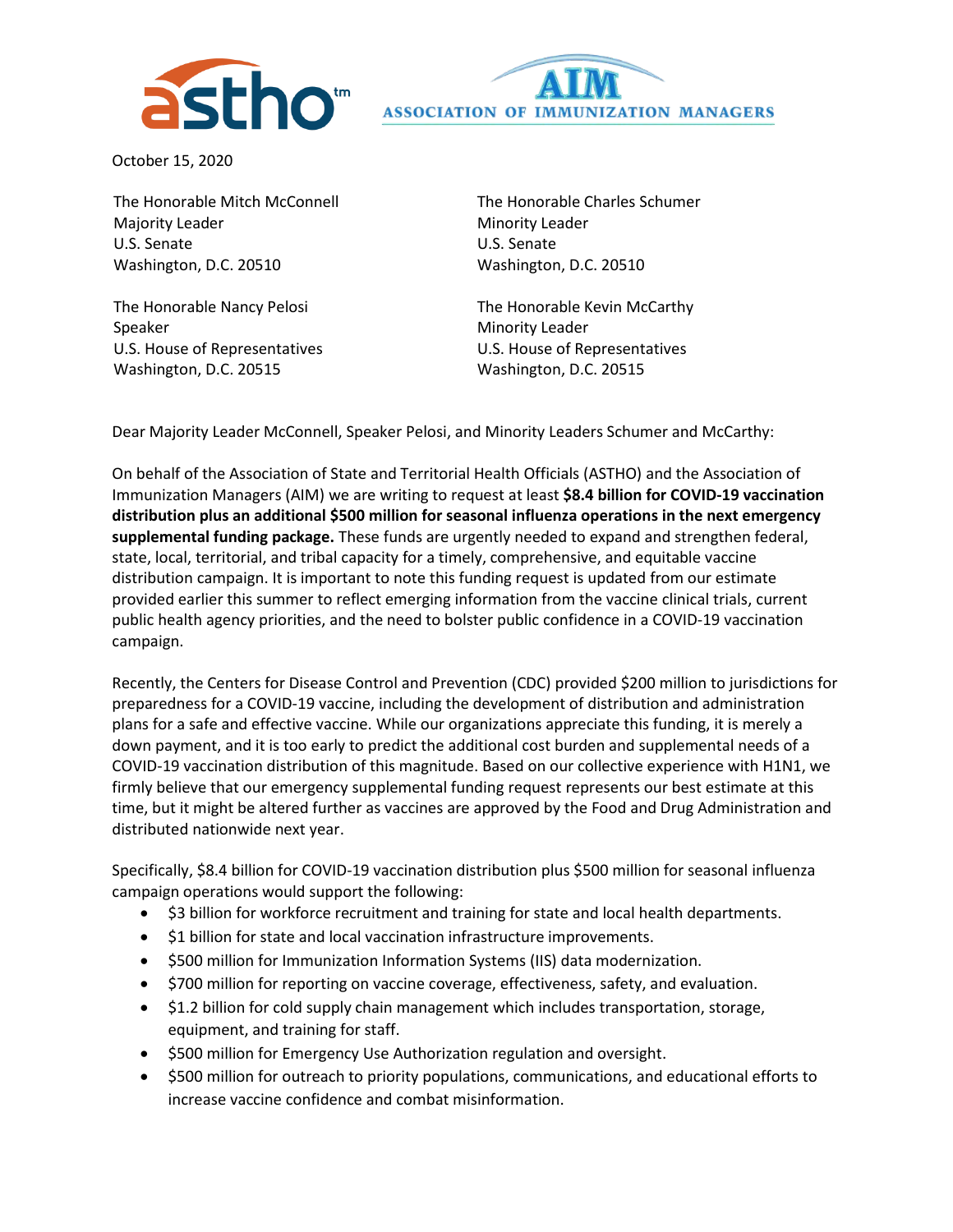October 15, 2020

The Honorable Mitch McConnell
Majority Leader
U.S. Senate
Washington, D.C. 20510

The Honorable Charles Schumer
Minority Leader
U.S. Senate
Washington, D.C. 20510

The Honorable Nancy Pelosi
Speaker
U.S. House of Representatives
Washington, D.C. 20515

The Honorable Kevin McCarthy
Minority Leader
U.S. House of Representatives
Washington, D.C. 20515

Dear Majority Leader McConnell, Speaker Pelosi, and Minority Leaders Schumer and McCarthy:

On behalf of the Association of State and Territorial Health Officials (ASTHO) and the Association of Immunization Managers (AIM) we are writing to request at least **$8.4 billion for COVID-19 vaccination distribution plus an additional $500 million for seasonal influenza operations in the next emergency supplemental funding package.** These funds are urgently needed to expand and strengthen federal, state, local, territorial, and tribal capacity for a timely, comprehensive, and equitable vaccine distribution campaign. It is important to note this funding request is updated from our estimate provided earlier this summer to reflect emerging information from the vaccine clinical trials, current public health agency priorities, and the need to bolster public confidence in a COVID-19 vaccination campaign.

Recently, the Centers for Disease Control and Prevention (CDC) provided $200 million to jurisdictions for preparedness for a COVID-19 vaccine, including the development of distribution and administration plans for a safe and effective vaccine. While our organizations appreciate this funding, it is merely a down payment, and it is too early to predict the additional cost burden and supplemental needs of a COVID-19 vaccination distribution of this magnitude. Based on our collective experience with H1N1, we firmly believe that our emergency supplemental funding request represents our best estimate at this time, but it might be altered further as vaccines are approved by the Food and Drug Administration and distributed nationwide next year.

Specifically, $8.4 billion for COVID-19 vaccination distribution plus $500 million for seasonal influenza campaign operations would support the following:

- $3 billion for workforce recruitment and training for state and local health departments.
- $1 billion for state and local vaccination infrastructure improvements.
- $500 million for Immunization Information Systems (IIS) data modernization.
- $700 million for reporting on vaccine coverage, effectiveness, safety, and evaluation.
- $1.2 billion for cold supply chain management which includes transportation, storage, equipment, and training for staff.
- $500 million for Emergency Use Authorization regulation and oversight.
- $500 million for outreach to priority populations, communications, and educational efforts to increase vaccine confidence and combat misinformation.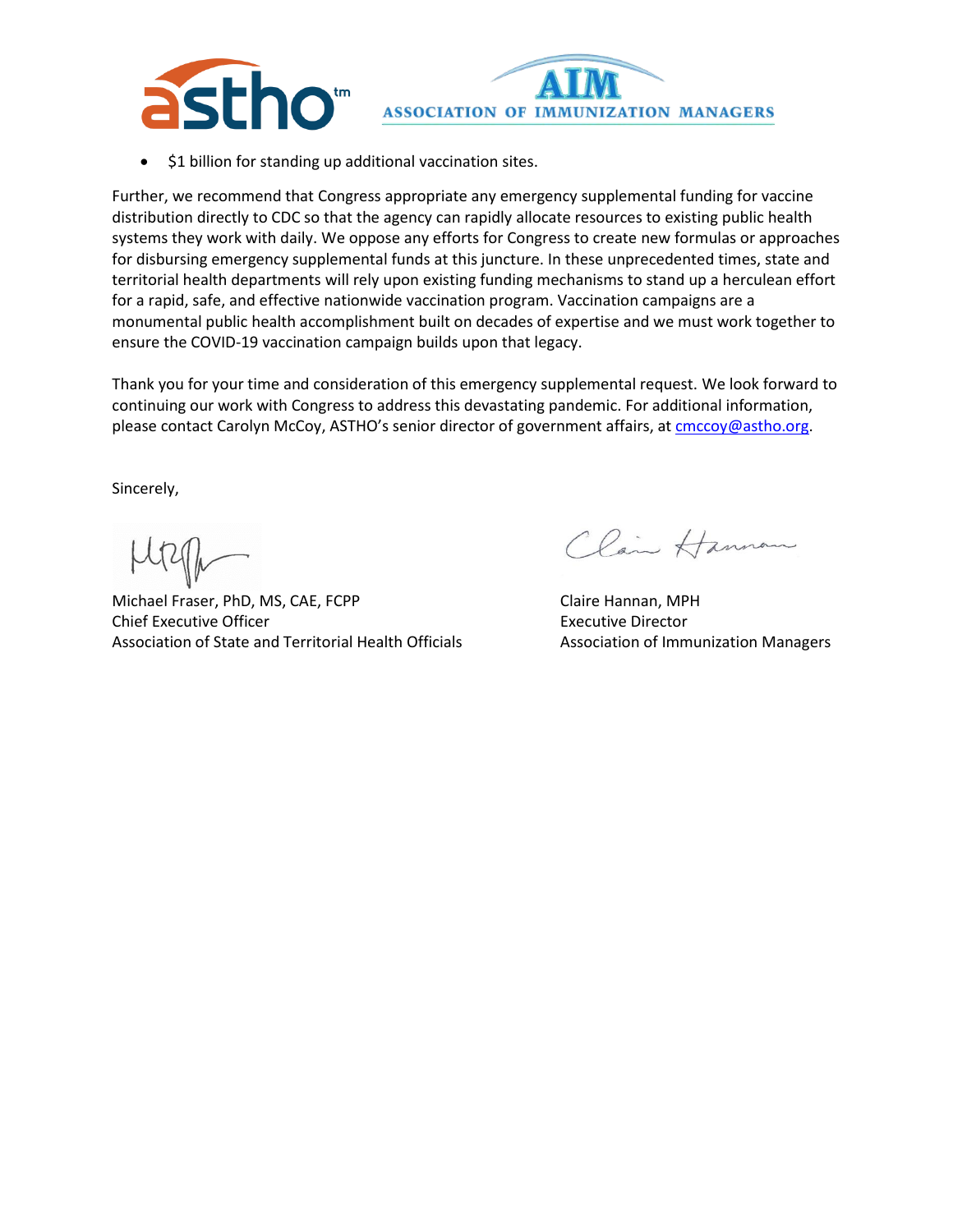- $1 billion for standing up additional vaccination sites.

Further, we recommend that Congress appropriate any emergency supplemental funding for vaccine distribution directly to CDC so that the agency can rapidly allocate resources to existing public health systems they work with daily. We oppose any efforts for Congress to create new formulas or approaches for disbursing emergency supplemental funds at this juncture. In these unprecedented times, state and territorial health departments will rely upon existing funding mechanisms to stand up a herculean effort for a rapid, safe, and effective nationwide vaccination program. Vaccination campaigns are a monumental public health accomplishment built on decades of expertise and we must work together to ensure the COVID-19 vaccination campaign builds upon that legacy.

Thank you for your time and consideration of this emergency supplemental request. We look forward to continuing our work with Congress to address this devastating pandemic. For additional information, please contact Carolyn McCoy, ASTHO's senior director of government affairs, at cmccoy@astho.org.

Sincerely,

Michael Fraser, PhD, MS, CAE, FCPP
Chief Executive Officer
Association of State and Territorial Health Officials

Claire Hannan, MPH
Executive Director
Association of Immunization Managers